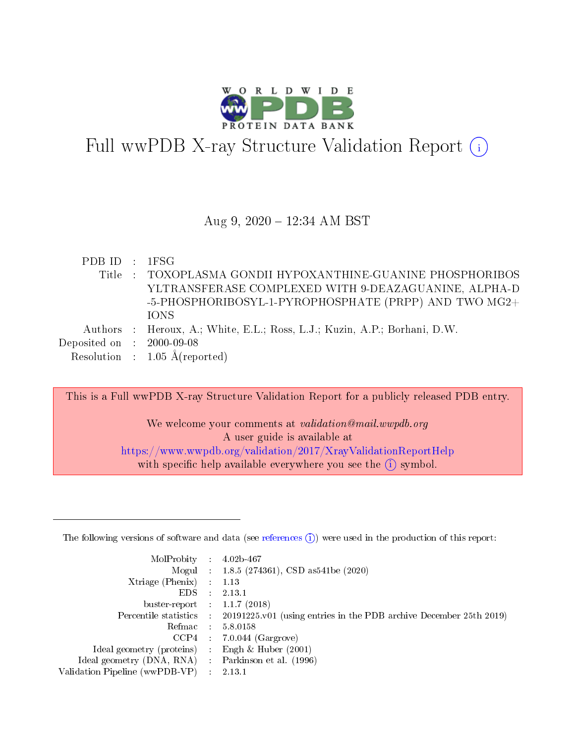# Full wwPDB X-ray Structure Validation Report (i)

Aug 9, 2020 – 12:34 AM BST

| | | |
|---|---|---|
| PDB ID | : | 1FSG |
| Title | : | TOXOPLASMA GONDII HYPOXANTHINE-GUANINE PHOSPHORIBOSYLTRANSFERASE COMPLEXED WITH 9-DEAZAGUANINE, ALPHA-D-5-PHOSPHORIBOSYL-1-PYROPHOSPHATE (PRPP) AND TWO MG2+ IONS |
| Authors | : | Heroux, A.; White, E.L.; Ross, L.J.; Kuzin, A.P.; Borhani, D.W. |
| Deposited on | : | 2000-09-08 |
| Resolution | : | 1.05 Å(reported) |

This is a Full wwPDB X-ray Structure Validation Report for a publicly released PDB entry.

We welcome your comments at *validation@mail.wwpdb.org*
A user guide is available at
https://www.wwpdb.org/validation/2017/XrayValidationReportHelp
with specific help available everywhere you see the (i) symbol.

---

The following versions of software and data (see references (i)) were used in the production of this report:

| | | |
|---|---|---|
| MolProbity | : | 4.02b-467 |
| Mogul | : | 1.8.5 (274361), CSD as541be (2020) |
| Xtriage (Phenix) | : | 1.13 |
| EDS | : | 2.13.1 |
| buster-report | : | 1.1.7 (2018) |
| Percentile statistics | : | 20191225.v01 (using entries in the PDB archive December 25th 2019) |
| Refmac | : | 5.8.0158 |
| CCP4 | : | 7.0.044 (Gargrove) |
| Ideal geometry (proteins) | : | Engh & Huber (2001) |
| Ideal geometry (DNA, RNA) | : | Parkinson et al. (1996) |
| Validation Pipeline (wwPDB-VP) | : | 2.13.1 |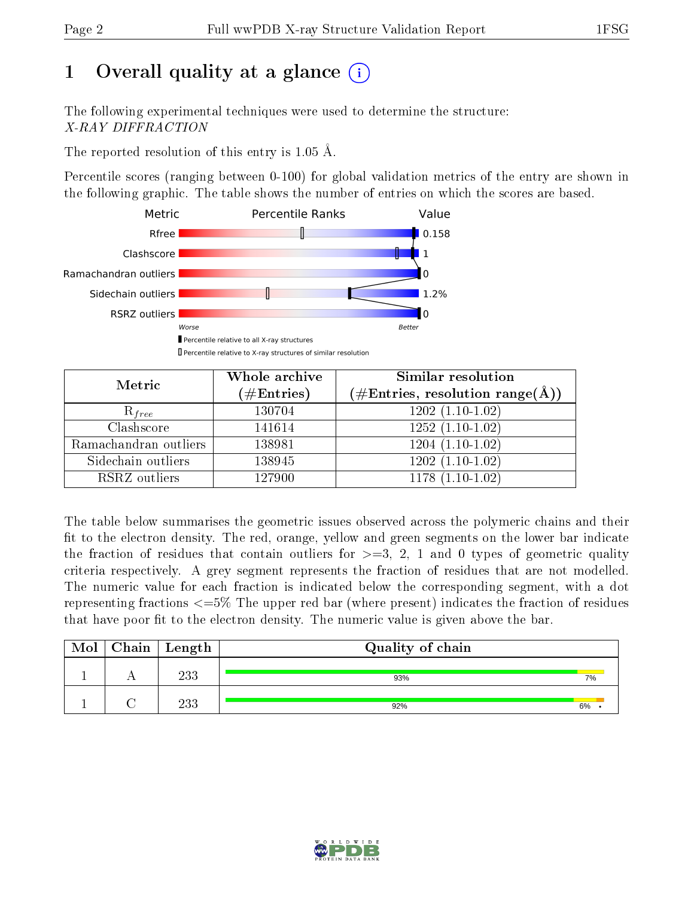# 1 Overall quality at a glance

The following experimental techniques were used to determine the structure:
*X-RAY DIFFRACTION*

The reported resolution of this entry is 1.05 Å.

Percentile scores (ranging between 0-100) for global validation metrics of the entry are shown in the following graphic. The table shows the number of entries on which the scores are based.

| Metric | Value |
|---|---|
| Rfree | 0.158 |
| Clashscore | 1 |
| Ramachandran outliers | 0 |
| Sidechain outliers | 1.2% |
| RSRZ outliers | 0 |

| Metric | Whole archive (#Entries) | Similar resolution (#Entries, resolution range(Å)) |
|---|---|---|
| $R_{free}$ | 130704 | 1202 (1.10-1.02) |
| Clashscore | 141614 | 1252 (1.10-1.02) |
| Ramachandran outliers | 138981 | 1204 (1.10-1.02) |
| Sidechain outliers | 138945 | 1202 (1.10-1.02) |
| RSRZ outliers | 127900 | 1178 (1.10-1.02) |

The table below summarises the geometric issues observed across the polymeric chains and their fit to the electron density. The red, orange, yellow and green segments on the lower bar indicate the fraction of residues that contain outliers for >=3, 2, 1 and 0 types of geometric quality criteria respectively. A grey segment represents the fraction of residues that are not modelled. The numeric value for each fraction is indicated below the corresponding segment, with a dot representing fractions <=5% The upper red bar (where present) indicates the fraction of residues that have poor fit to the electron density. The numeric value is given above the bar.

| Mol | Chain | Length | Quality of chain |
|---|---|---|---|
| 1 | A | 233 | 93% 7% |
| 1 | C | 233 | 92% 6% • |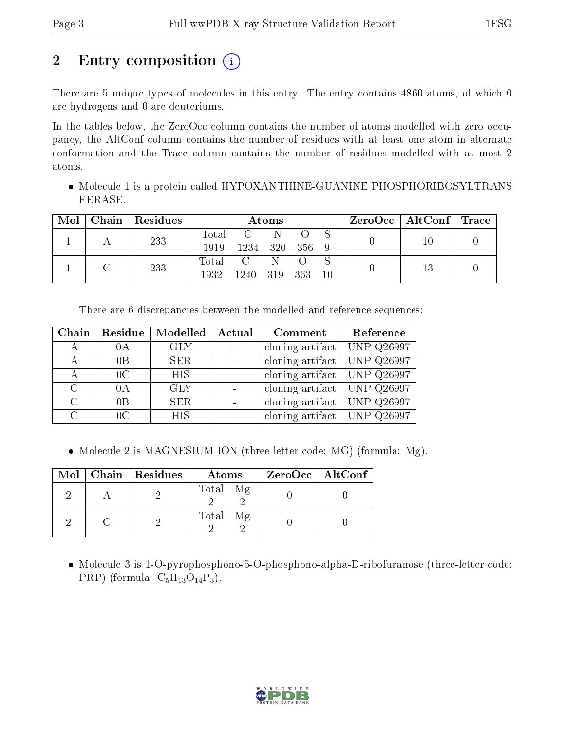## 2 Entry composition

There are 5 unique types of molecules in this entry. The entry contains 4860 atoms, of which 0 are hydrogens and 0 are deuteriums.

In the tables below, the ZeroOcc column contains the number of atoms modelled with zero occupancy, the AltConf column contains the number of residues with at least one atom in alternate conformation and the Trace column contains the number of residues modelled with at most 2 atoms.

- Molecule 1 is a protein called HYPOXANTHINE-GUANINE PHOSPHORIBOSYLTRANSFERASE.

| Mol | Chain | Residues | Atoms | | | | | ZeroOcc | AltConf | Trace |
|---|---|---|---|---|---|---|---|---|---|---|
| 1 | A | 233 | Total 1919 | C 1234 | N 320 | O 356 | S 9 | 0 | 10 | 0 |
| 1 | C | 233 | Total 1932 | C 1240 | N 319 | O 363 | S 10 | 0 | 13 | 0 |

There are 6 discrepancies between the modelled and reference sequences:

| Chain | Residue | Modelled | Actual | Comment | Reference |
|---|---|---|---|---|---|
| A | 0A | GLY | - | cloning artifact | UNP Q26997 |
| A | 0B | SER | - | cloning artifact | UNP Q26997 |
| A | 0C | HIS | - | cloning artifact | UNP Q26997 |
| C | 0A | GLY | - | cloning artifact | UNP Q26997 |
| C | 0B | SER | - | cloning artifact | UNP Q26997 |
| C | 0C | HIS | - | cloning artifact | UNP Q26997 |

- Molecule 2 is MAGNESIUM ION (three-letter code: MG) (formula: Mg).

| Mol | Chain | Residues | Atoms | | ZeroOcc | AltConf |
|---|---|---|---|---|---|---|
| 2 | A | 2 | Total 2 | Mg 2 | 0 | 0 |
| 2 | C | 2 | Total 2 | Mg 2 | 0 | 0 |

- Molecule 3 is 1-O-pyrophosphono-5-O-phosphono-alpha-D-ribofuranose (three-letter code: PRP) (formula: $C_5H_{13}O_{14}P_3$).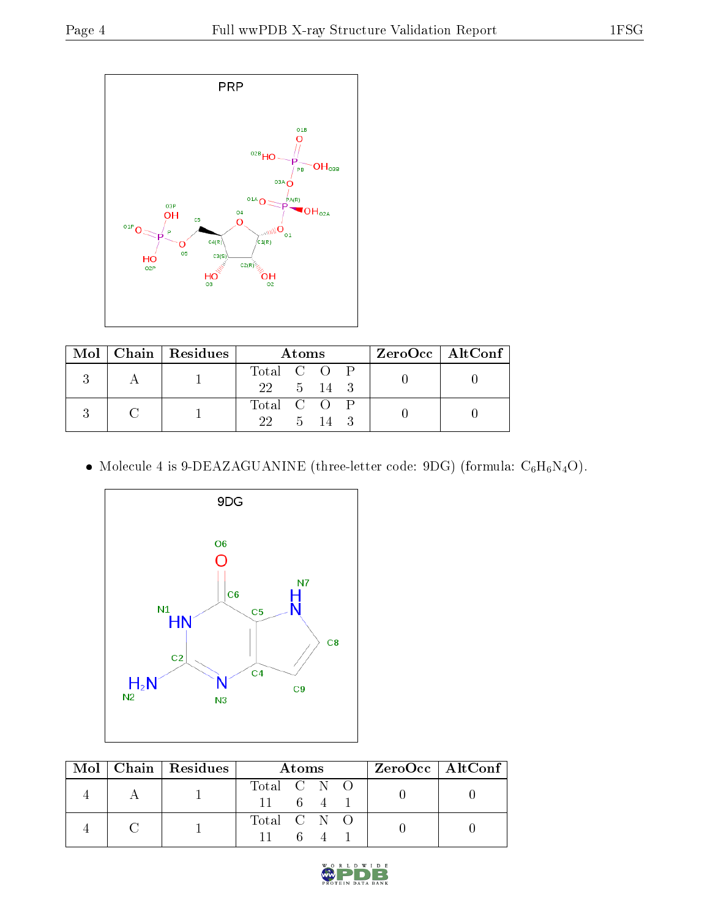PRP

| Mol | Chain | Residues | Atoms | | | | ZeroOcc | AltConf |
|---|---|---|---|---|---|---|---|---|
| | | | Total | C | O | P | | |
| 3 | A | 1 | 22 | 5 | 14 | 3 | 0 | 0 |
| 3 | C | 1 | 22 | 5 | 14 | 3 | 0 | 0 |

- Molecule 4 is 9-DEAZAGUANINE (three-letter code: 9DG) (formula: $C_6H_6N_4O$).

9DG

| Mol | Chain | Residues | Atoms | | | | ZeroOcc | AltConf |
|---|---|---|---|---|---|---|---|---|
| | | | Total | C | N | O | | |
| 4 | A | 1 | 11 | 6 | 4 | 1 | 0 | 0 |
| 4 | C | 1 | 11 | 6 | 4 | 1 | 0 | 0 |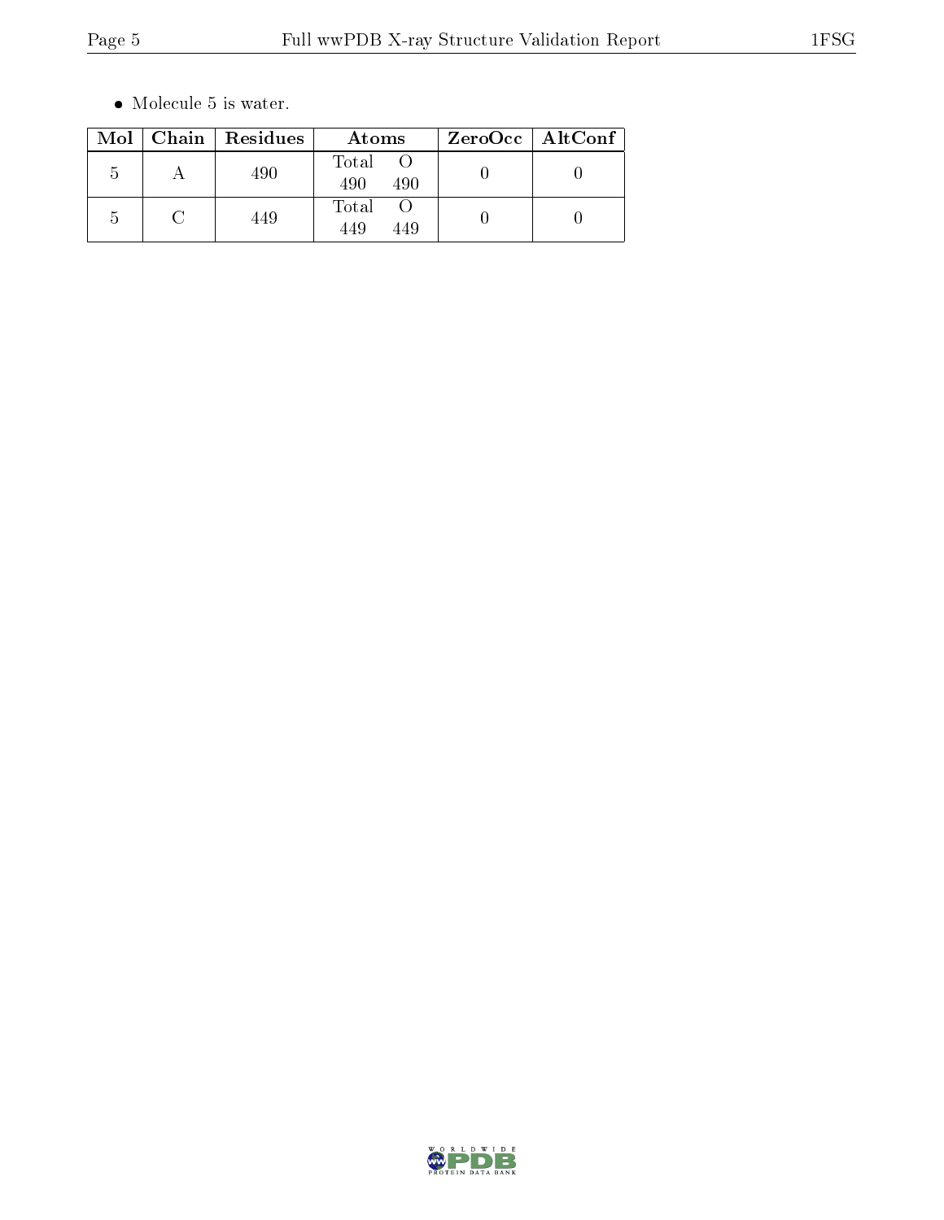- Molecule 5 is water.

| Mol | Chain | Residues | Atoms | ZeroOcc | AltConf |
|---|---|---|---|---|---|
| 5 | A | 490 | Total O<br>490 490 | 0 | 0 |
| 5 | C | 449 | Total O<br>449 449 | 0 | 0 |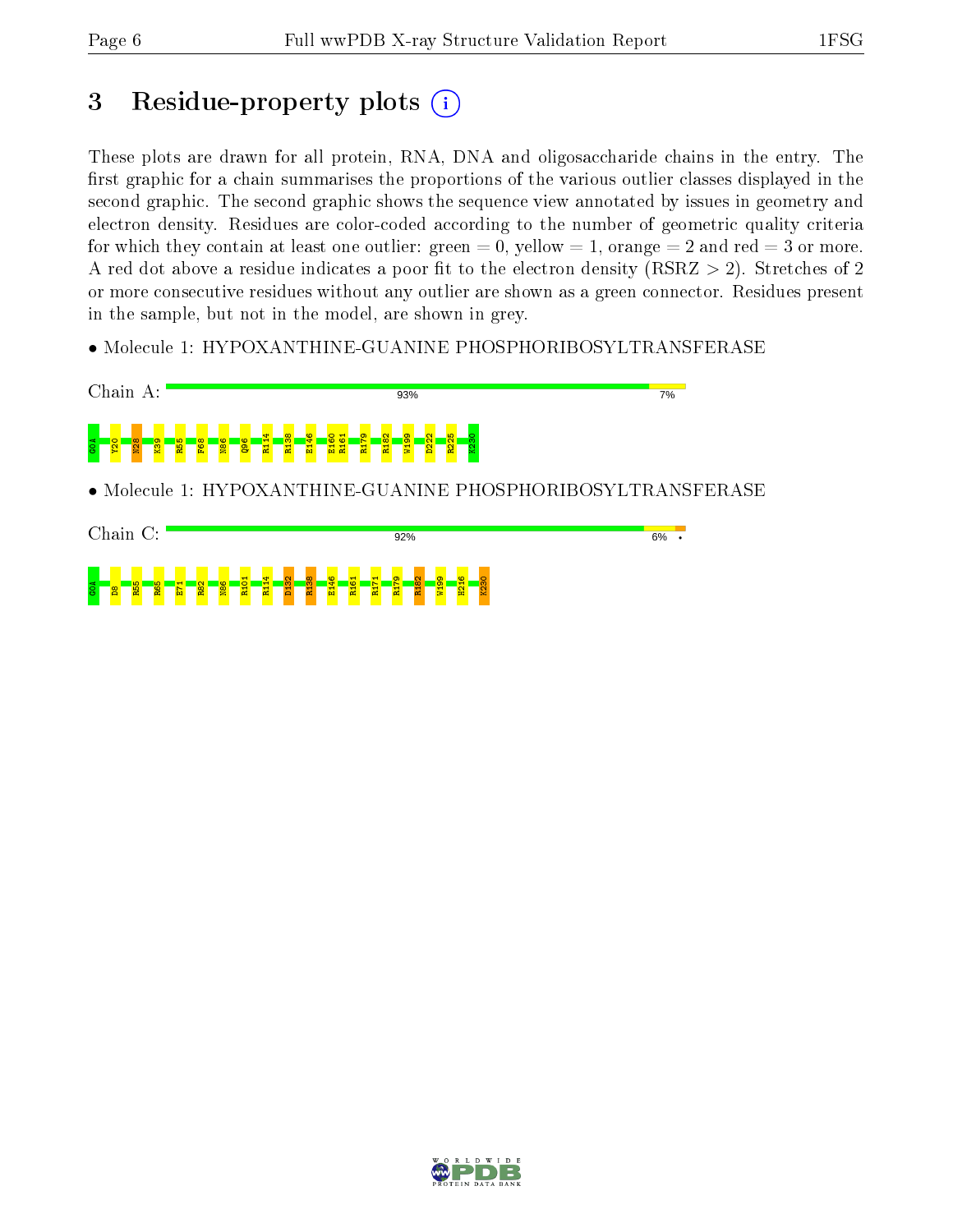# 3 Residue-property plots

These plots are drawn for all protein, RNA, DNA and oligosaccharide chains in the entry. The first graphic for a chain summarises the proportions of the various outlier classes displayed in the second graphic. The second graphic shows the sequence view annotated by issues in geometry and electron density. Residues are color-coded according to the number of geometric quality criteria for which they contain at least one outlier: green = 0, yellow = 1, orange = 2 and red = 3 or more. A red dot above a residue indicates a poor fit to the electron density (RSRZ > 2). Stretches of 2 or more consecutive residues without any outlier are shown as a green connector. Residues present in the sample, but not in the model, are shown in grey.

- Molecule 1: HYPOXANTHINE-GUANINE PHOSPHORIBOSYLTRANSFERASE

Chain A: 93% 7%

G0A Y20 N28 K39 R55 F68 N86 Q96 R114 R138 E146 E160 R161 R179 R182 W199 D222 R225 K230

- Molecule 1: HYPOXANTHINE-GUANINE PHOSPHORIBOSYLTRANSFERASE

Chain C: 92% 6% •

G0A D8 R55 R65 E71 R82 N86 R101 R114 D132 R138 E146 R161 R171 R179 R182 W199 H216 K230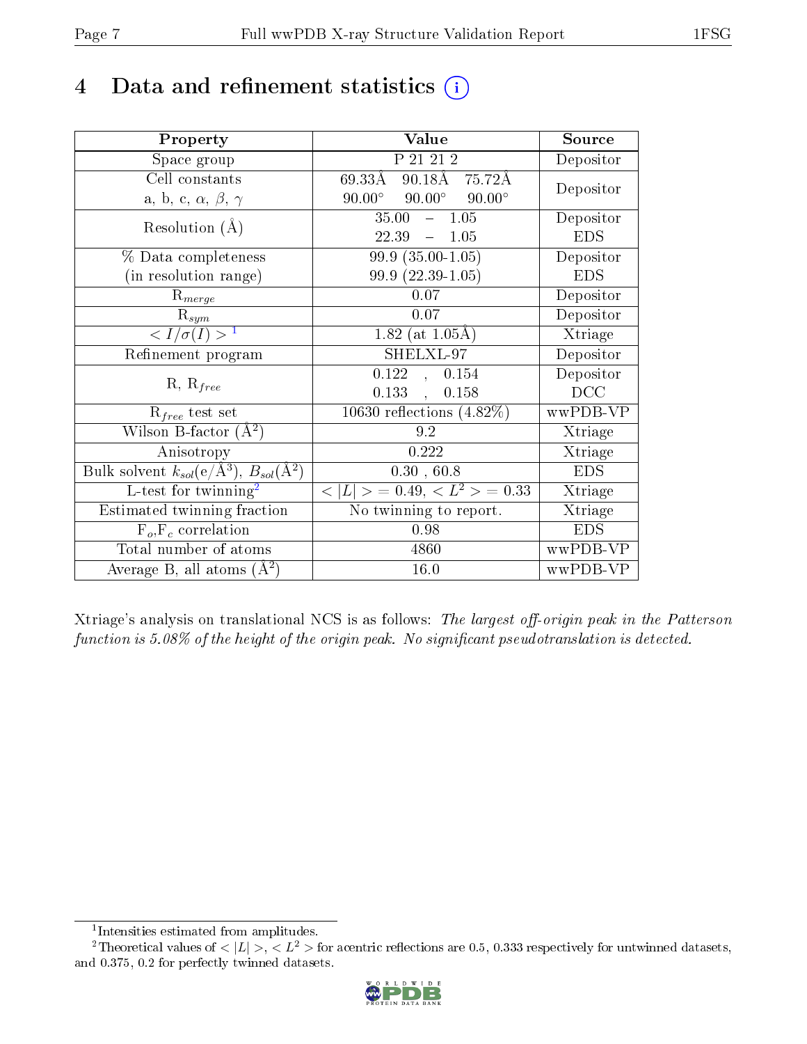# 4 Data and refinement statistics (i)

| Property | Value | Source |
|---|---|---|
| Space group | P 21 21 2 | Depositor |
| Cell constants<br>a, b, c, $\alpha$, $\beta$, $\gamma$ | 69.33Å 90.18Å 75.72Å<br>90.00° 90.00° 90.00° | Depositor |
| Resolution (Å) | 35.00 – 1.05<br>22.39 – 1.05 | Depositor<br>EDS |
| % Data completeness<br>(in resolution range) | 99.9 (35.00-1.05)<br>99.9 (22.39-1.05) | Depositor<br>EDS |
| $R_{merge}$ | 0.07 | Depositor |
| $R_{sym}$ | 0.07 | Depositor |
| $< I/\sigma(I) >$ [1] | 1.82 (at 1.05Å) | Xtriage |
| Refinement program | SHELXL-97 | Depositor |
| R, $R_{free}$ | 0.122 , 0.154<br>0.133 , 0.158 | Depositor<br>DCC |
| $R_{free}$ test set | 10630 reflections (4.82%) | wwPDB-VP |
| Wilson B-factor (Å$^2$) | 9.2 | Xtriage |
| Anisotropy | 0.222 | Xtriage |
| Bulk solvent $k_{sol}$(e/Å$^3$), $B_{sol}$(Å$^2$) | 0.30 , 60.8 | EDS |
| L-test for twinning[2] | $< \|L\| > = 0.49$, $< L^2 > = 0.33$ | Xtriage |
| Estimated twinning fraction | No twinning to report. | Xtriage |
| $F_o$,$F_c$ correlation | 0.98 | EDS |
| Total number of atoms | 4860 | wwPDB-VP |
| Average B, all atoms (Å$^2$) | 16.0 | wwPDB-VP |

Xtriage's analysis on translational NCS is as follows: *The largest off-origin peak in the Patterson function is 5.08% of the height of the origin peak. No significant pseudotranslation is detected.*

[1] Intensities estimated from amplitudes.

[2] Theoretical values of $< |L| >$, $< L^2 >$ for acentric reflections are 0.5, 0.333 respectively for untwinned datasets, and 0.375, 0.2 for perfectly twinned datasets.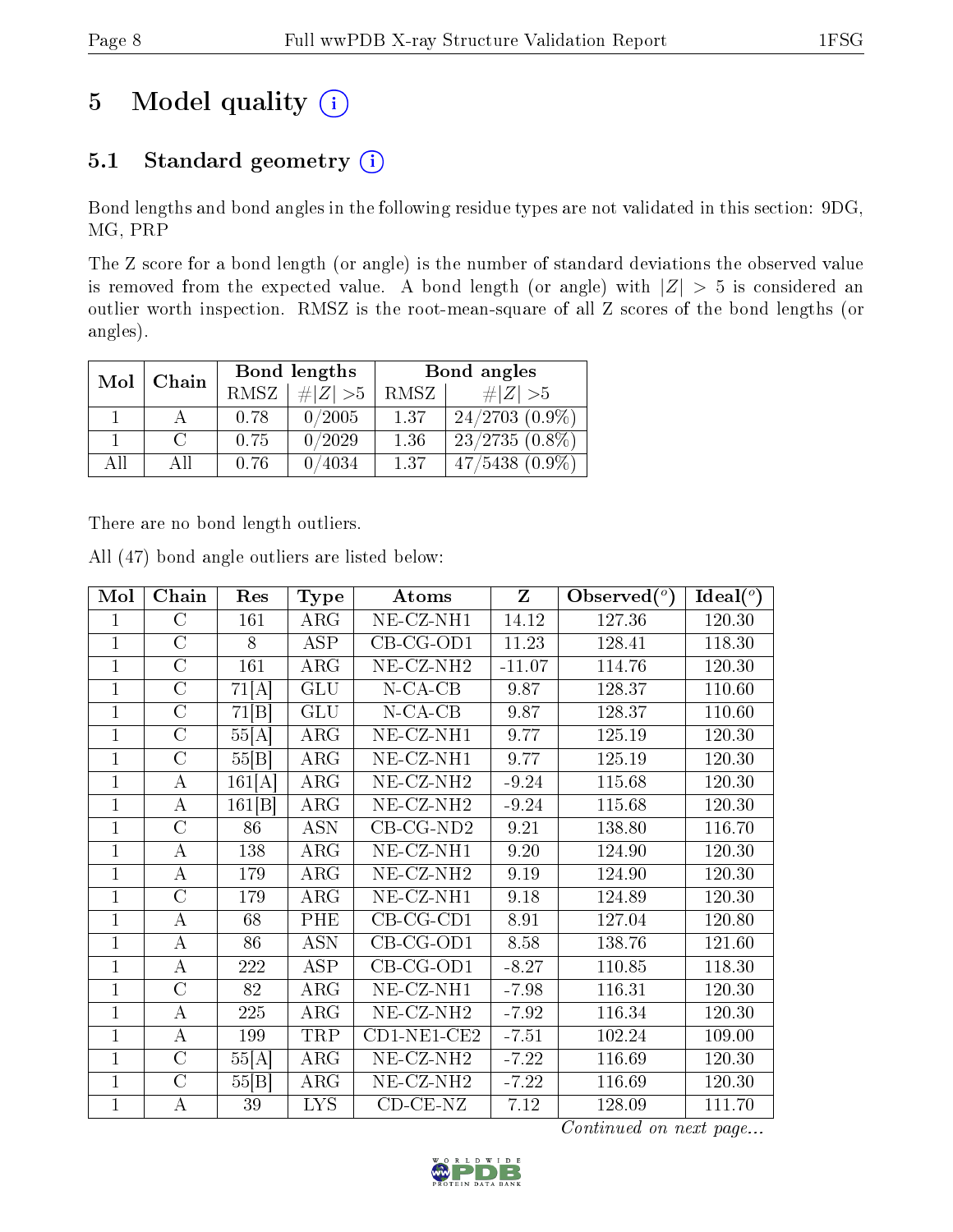# 5 Model quality

## 5.1 Standard geometry

Bond lengths and bond angles in the following residue types are not validated in this section: 9DG, MG, PRP

The Z score for a bond length (or angle) is the number of standard deviations the observed value is removed from the expected value. A bond length (or angle) with $|Z| > 5$ is considered an outlier worth inspection. RMSZ is the root-mean-square of all Z scores of the bond lengths (or angles).

| Mol | Chain | Bond lengths | | Bond angles | |
|---|---|---|---|---|---|
| | | RMSZ | #\|Z\| >5 | RMSZ | #\|Z\| >5 |
| 1 | A | 0.78 | 0/2005 | 1.37 | 24/2703 (0.9%) |
| 1 | C | 0.75 | 0/2029 | 1.36 | 23/2735 (0.8%) |
| All | All | 0.76 | 0/4034 | 1.37 | 47/5438 (0.9%) |

There are no bond length outliers.

All (47) bond angle outliers are listed below:

| Mol | Chain | Res | Type | Atoms | Z | Observed(°) | Ideal(°) |
|---|---|---|---|---|---|---|---|
| 1 | C | 161 | ARG | NE-CZ-NH1 | 14.12 | 127.36 | 120.30 |
| 1 | C | 8 | ASP | CB-CG-OD1 | 11.23 | 128.41 | 118.30 |
| 1 | C | 161 | ARG | NE-CZ-NH2 | -11.07 | 114.76 | 120.30 |
| 1 | C | 71[A] | GLU | N-CA-CB | 9.87 | 128.37 | 110.60 |
| 1 | C | 71[B] | GLU | N-CA-CB | 9.87 | 128.37 | 110.60 |
| 1 | C | 55[A] | ARG | NE-CZ-NH1 | 9.77 | 125.19 | 120.30 |
| 1 | C | 55[B] | ARG | NE-CZ-NH1 | 9.77 | 125.19 | 120.30 |
| 1 | A | 161[A] | ARG | NE-CZ-NH2 | -9.24 | 115.68 | 120.30 |
| 1 | A | 161[B] | ARG | NE-CZ-NH2 | -9.24 | 115.68 | 120.30 |
| 1 | C | 86 | ASN | CB-CG-ND2 | 9.21 | 138.80 | 116.70 |
| 1 | A | 138 | ARG | NE-CZ-NH1 | 9.20 | 124.90 | 120.30 |
| 1 | A | 179 | ARG | NE-CZ-NH2 | 9.19 | 124.90 | 120.30 |
| 1 | C | 179 | ARG | NE-CZ-NH1 | 9.18 | 124.89 | 120.30 |
| 1 | A | 68 | PHE | CB-CG-CD1 | 8.91 | 127.04 | 120.80 |
| 1 | A | 86 | ASN | CB-CG-OD1 | 8.58 | 138.76 | 121.60 |
| 1 | A | 222 | ASP | CB-CG-OD1 | -8.27 | 110.85 | 118.30 |
| 1 | C | 82 | ARG | NE-CZ-NH1 | -7.98 | 116.31 | 120.30 |
| 1 | A | 225 | ARG | NE-CZ-NH2 | -7.92 | 116.34 | 120.30 |
| 1 | A | 199 | TRP | CD1-NE1-CE2 | -7.51 | 102.24 | 109.00 |
| 1 | C | 55[A] | ARG | NE-CZ-NH2 | -7.22 | 116.69 | 120.30 |
| 1 | C | 55[B] | ARG | NE-CZ-NH2 | -7.22 | 116.69 | 120.30 |
| 1 | A | 39 | LYS | CD-CE-NZ | 7.12 | 128.09 | 111.70 |

*Continued on next page...*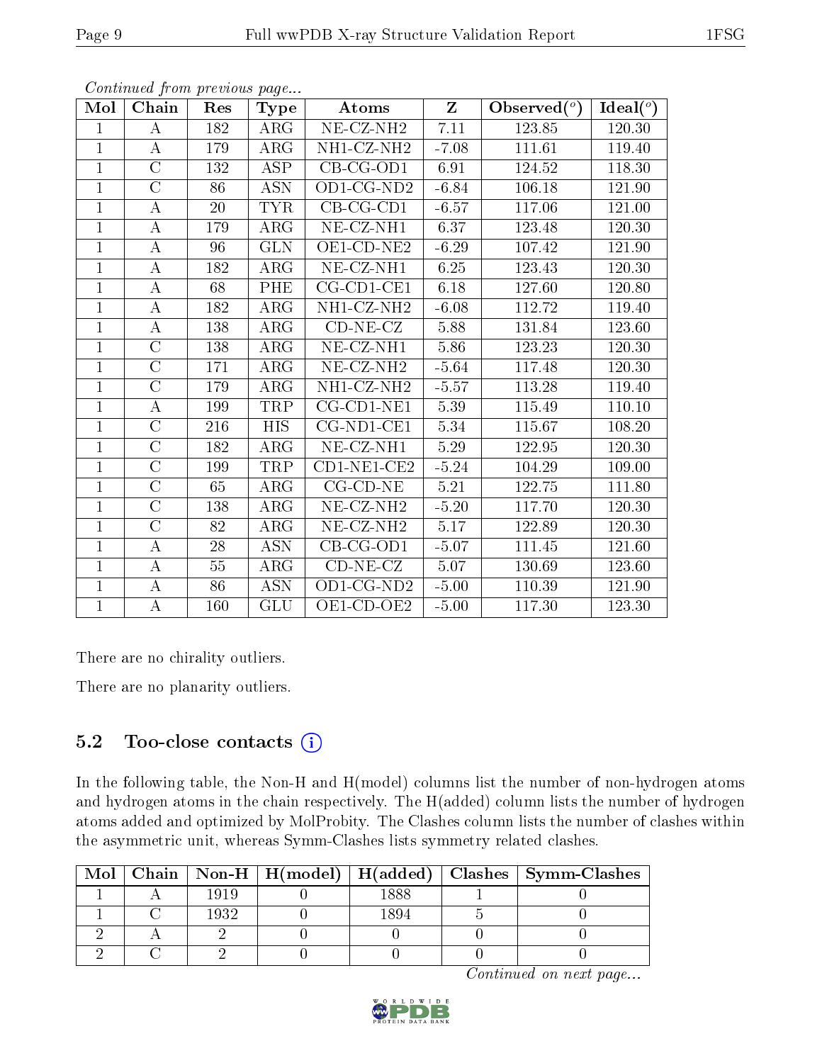*Continued from previous page...*

| Mol | Chain | Res | Type | Atoms | Z | Observed(°) | Ideal(°) |
|---|---|---|---|---|---|---|---|
| 1 | A | 182 | ARG | NE-CZ-NH2 | 7.11 | 123.85 | 120.30 |
| 1 | A | 179 | ARG | NH1-CZ-NH2 | -7.08 | 111.61 | 119.40 |
| 1 | C | 132 | ASP | CB-CG-OD1 | 6.91 | 124.52 | 118.30 |
| 1 | C | 86 | ASN | OD1-CG-ND2 | -6.84 | 106.18 | 121.90 |
| 1 | A | 20 | TYR | CB-CG-CD1 | -6.57 | 117.06 | 121.00 |
| 1 | A | 179 | ARG | NE-CZ-NH1 | 6.37 | 123.48 | 120.30 |
| 1 | A | 96 | GLN | OE1-CD-NE2 | -6.29 | 107.42 | 121.90 |
| 1 | A | 182 | ARG | NE-CZ-NH1 | 6.25 | 123.43 | 120.30 |
| 1 | A | 68 | PHE | CG-CD1-CE1 | 6.18 | 127.60 | 120.80 |
| 1 | A | 182 | ARG | NH1-CZ-NH2 | -6.08 | 112.72 | 119.40 |
| 1 | A | 138 | ARG | CD-NE-CZ | 5.88 | 131.84 | 123.60 |
| 1 | C | 138 | ARG | NE-CZ-NH1 | 5.86 | 123.23 | 120.30 |
| 1 | C | 171 | ARG | NE-CZ-NH2 | -5.64 | 117.48 | 120.30 |
| 1 | C | 179 | ARG | NH1-CZ-NH2 | -5.57 | 113.28 | 119.40 |
| 1 | A | 199 | TRP | CG-CD1-NE1 | 5.39 | 115.49 | 110.10 |
| 1 | C | 216 | HIS | CG-ND1-CE1 | 5.34 | 115.67 | 108.20 |
| 1 | C | 182 | ARG | NE-CZ-NH1 | 5.29 | 122.95 | 120.30 |
| 1 | C | 199 | TRP | CD1-NE1-CE2 | -5.24 | 104.29 | 109.00 |
| 1 | C | 65 | ARG | CG-CD-NE | 5.21 | 122.75 | 111.80 |
| 1 | C | 138 | ARG | NE-CZ-NH2 | -5.20 | 117.70 | 120.30 |
| 1 | C | 82 | ARG | NE-CZ-NH2 | 5.17 | 122.89 | 120.30 |
| 1 | A | 28 | ASN | CB-CG-OD1 | -5.07 | 111.45 | 121.60 |
| 1 | A | 55 | ARG | CD-NE-CZ | 5.07 | 130.69 | 123.60 |
| 1 | A | 86 | ASN | OD1-CG-ND2 | -5.00 | 110.39 | 121.90 |
| 1 | A | 160 | GLU | OE1-CD-OE2 | -5.00 | 117.30 | 123.30 |

There are no chirality outliers.

There are no planarity outliers.

## 5.2 Too-close contacts

In the following table, the Non-H and H(model) columns list the number of non-hydrogen atoms and hydrogen atoms in the chain respectively. The H(added) column lists the number of hydrogen atoms added and optimized by MolProbity. The Clashes column lists the number of clashes within the asymmetric unit, whereas Symm-Clashes lists symmetry related clashes.

| Mol | Chain | Non-H | H(model) | H(added) | Clashes | Symm-Clashes |
|---|---|---|---|---|---|---|
| 1 | A | 1919 | 0 | 1888 | 1 | 0 |
| 1 | C | 1932 | 0 | 1894 | 5 | 0 |
| 2 | A | 2 | 0 | 0 | 0 | 0 |
| 2 | C | 2 | 0 | 0 | 0 | 0 |

*Continued on next page...*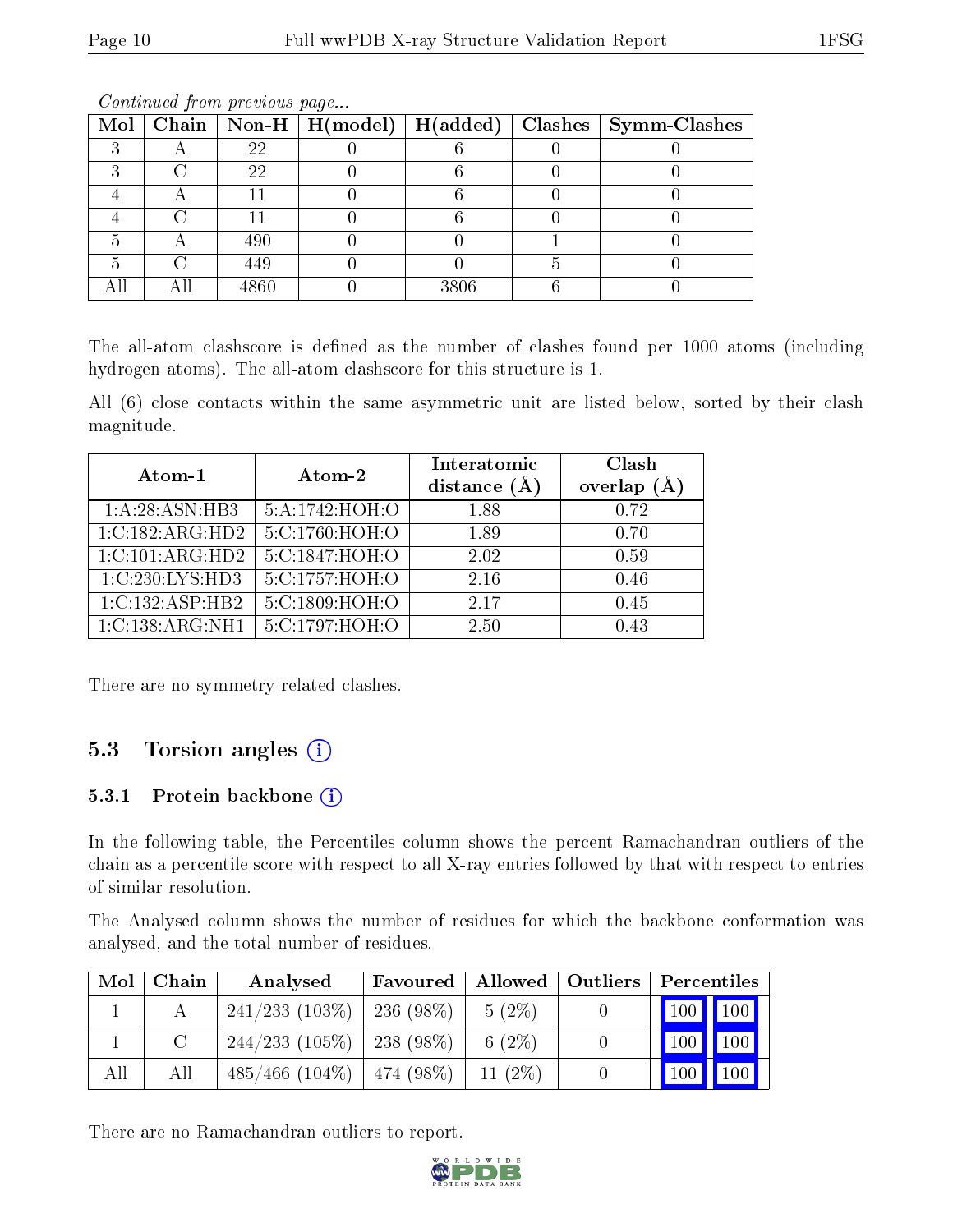*Continued from previous page...*

| Mol | Chain | Non-H | H(model) | H(added) | Clashes | Symm-Clashes |
|---|---|---|---|---|---|---|
| 3 | A | 22 | 0 | 6 | 0 | 0 |
| 3 | C | 22 | 0 | 6 | 0 | 0 |
| 4 | A | 11 | 0 | 6 | 0 | 0 |
| 4 | C | 11 | 0 | 6 | 0 | 0 |
| 5 | A | 490 | 0 | 0 | 1 | 0 |
| 5 | C | 449 | 0 | 0 | 5 | 0 |
| All | All | 4860 | 0 | 3806 | 6 | 0 |

The all-atom clashscore is defined as the number of clashes found per 1000 atoms (including hydrogen atoms). The all-atom clashscore for this structure is 1.

All (6) close contacts within the same asymmetric unit are listed below, sorted by their clash magnitude.

| Atom-1 | Atom-2 | Interatomic distance (Å) | Clash overlap (Å) |
|---|---|---|---|
| 1:A:28:ASN:HB3 | 5:A:1742:HOH:O | 1.88 | 0.72 |
| 1:C:182:ARG:HD2 | 5:C:1760:HOH:O | 1.89 | 0.70 |
| 1:C:101:ARG:HD2 | 5:C:1847:HOH:O | 2.02 | 0.59 |
| 1:C:230:LYS:HD3 | 5:C:1757:HOH:O | 2.16 | 0.46 |
| 1:C:132:ASP:HB2 | 5:C:1809:HOH:O | 2.17 | 0.45 |
| 1:C:138:ARG:NH1 | 5:C:1797:HOH:O | 2.50 | 0.43 |

There are no symmetry-related clashes.

## 5.3 Torsion angles

### 5.3.1 Protein backbone

In the following table, the Percentiles column shows the percent Ramachandran outliers of the chain as a percentile score with respect to all X-ray entries followed by that with respect to entries of similar resolution.

The Analysed column shows the number of residues for which the backbone conformation was analysed, and the total number of residues.

| Mol | Chain | Analysed | Favoured | Allowed | Outliers | Percentiles | |
|---|---|---|---|---|---|---|---|
| 1 | A | 241/233 (103%) | 236 (98%) | 5 (2%) | 0 | 100 | 100 |
| 1 | C | 244/233 (105%) | 238 (98%) | 6 (2%) | 0 | 100 | 100 |
| All | All | 485/466 (104%) | 474 (98%) | 11 (2%) | 0 | 100 | 100 |

There are no Ramachandran outliers to report.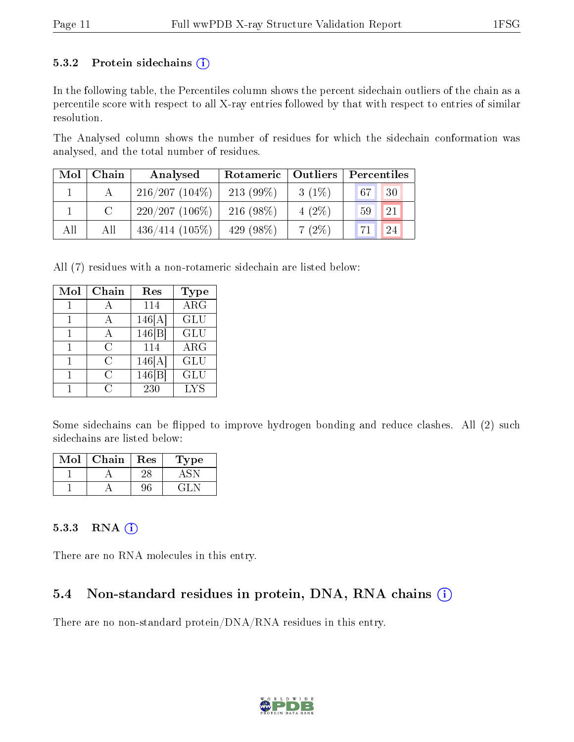#### 5.3.2 Protein sidechains (i)

In the following table, the Percentiles column shows the percent sidechain outliers of the chain as a percentile score with respect to all X-ray entries followed by that with respect to entries of similar resolution.

The Analysed column shows the number of residues for which the sidechain conformation was analysed, and the total number of residues.

| Mol | Chain | Analysed | Rotameric | Outliers | Percentiles | |
|---|---|---|---|---|---|---|
| 1 | A | 216/207 (104%) | 213 (99%) | 3 (1%) | 67 | 30 |
| 1 | C | 220/207 (106%) | 216 (98%) | 4 (2%) | 59 | 21 |
| All | All | 436/414 (105%) | 429 (98%) | 7 (2%) | 71 | 24 |

All (7) residues with a non-rotameric sidechain are listed below:

| Mol | Chain | Res | Type |
|---|---|---|---|
| 1 | A | 114 | ARG |
| 1 | A | 146[A] | GLU |
| 1 | A | 146[B] | GLU |
| 1 | C | 114 | ARG |
| 1 | C | 146[A] | GLU |
| 1 | C | 146[B] | GLU |
| 1 | C | 230 | LYS |

Some sidechains can be flipped to improve hydrogen bonding and reduce clashes. All (2) such sidechains are listed below:

| Mol | Chain | Res | Type |
|---|---|---|---|
| 1 | A | 28 | ASN |
| 1 | A | 96 | GLN |

#### 5.3.3 RNA (i)

There are no RNA molecules in this entry.

### 5.4 Non-standard residues in protein, DNA, RNA chains (i)

There are no non-standard protein/DNA/RNA residues in this entry.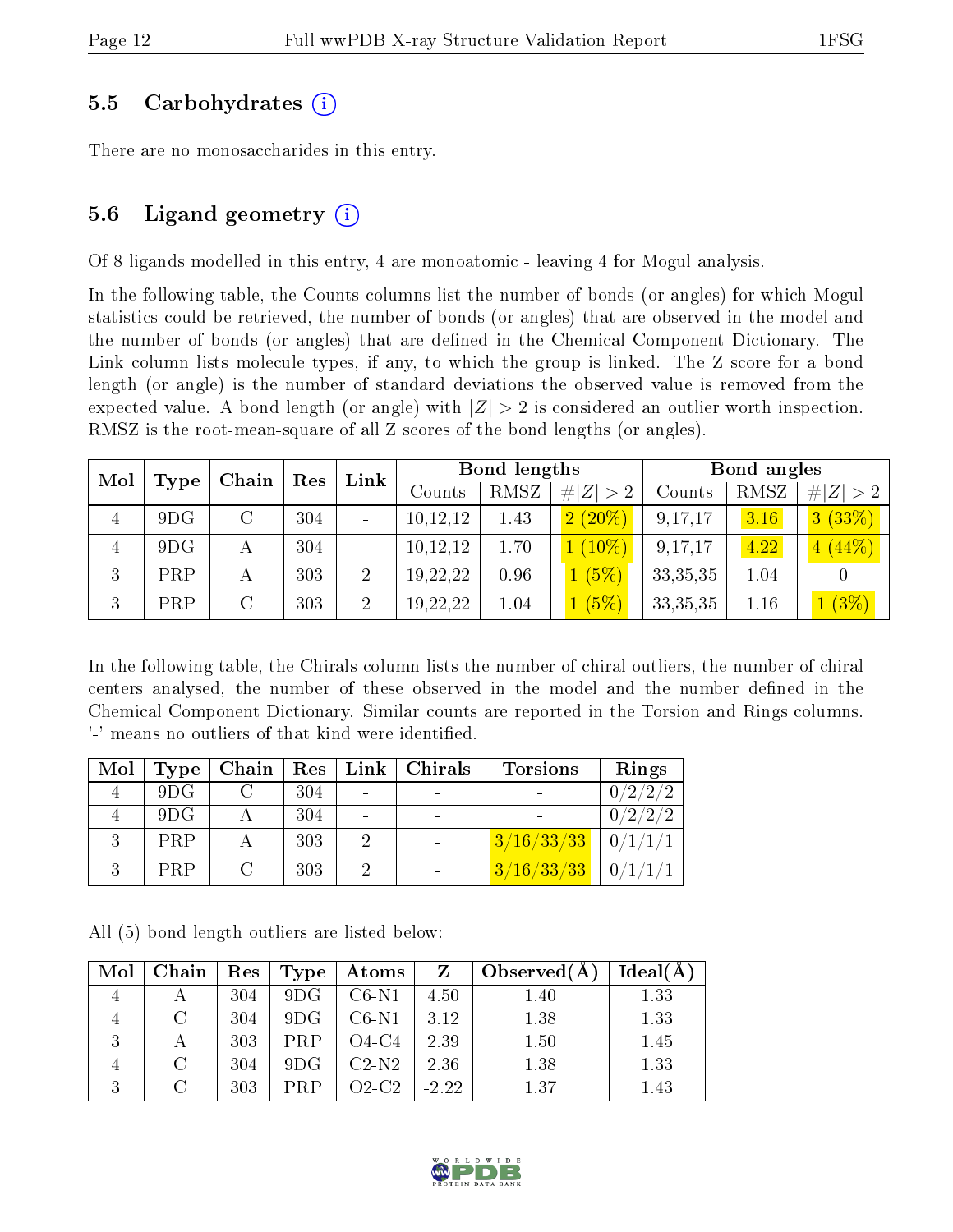### 5.5 Carbohydrates (i)

There are no monosaccharides in this entry.

### 5.6 Ligand geometry (i)

Of 8 ligands modelled in this entry, 4 are monoatomic - leaving 4 for Mogul analysis.

In the following table, the Counts columns list the number of bonds (or angles) for which Mogul statistics could be retrieved, the number of bonds (or angles) that are observed in the model and the number of bonds (or angles) that are defined in the Chemical Component Dictionary. The Link column lists molecule types, if any, to which the group is linked. The Z score for a bond length (or angle) is the number of standard deviations the observed value is removed from the expected value. A bond length (or angle) with $|Z| > 2$ is considered an outlier worth inspection. RMSZ is the root-mean-square of all Z scores of the bond lengths (or angles).

| Mol | Type | Chain | Res | Link | Bond lengths | | | Bond angles | | |
|---|---|---|---|---|---|---|---|---|---|---|
| | | | | | Counts | RMSZ | $\#\|Z\| > 2$ | Counts | RMSZ | $\#\|Z\| > 2$ |
| 4 | 9DG | C | 304 | - | 10,12,12 | 1.43 | 2 (20%) | 9,17,17 | 3.16 | 3 (33%) |
| 4 | 9DG | A | 304 | - | 10,12,12 | 1.70 | 1 (10%) | 9,17,17 | 4.22 | 4 (44%) |
| 3 | PRP | A | 303 | 2 | 19,22,22 | 0.96 | 1 (5%) | 33,35,35 | 1.04 | 0 |
| 3 | PRP | C | 303 | 2 | 19,22,22 | 1.04 | 1 (5%) | 33,35,35 | 1.16 | 1 (3%) |

In the following table, the Chirals column lists the number of chiral outliers, the number of chiral centers analysed, the number of these observed in the model and the number defined in the Chemical Component Dictionary. Similar counts are reported in the Torsion and Rings columns. '-' means no outliers of that kind were identified.

| Mol | Type | Chain | Res | Link | Chirals | Torsions | Rings |
|---|---|---|---|---|---|---|---|
| 4 | 9DG | C | 304 | - | - | - | 0/2/2/2 |
| 4 | 9DG | A | 304 | - | - | - | 0/2/2/2 |
| 3 | PRP | A | 303 | 2 | - | 3/16/33/33 | 0/1/1/1 |
| 3 | PRP | C | 303 | 2 | - | 3/16/33/33 | 0/1/1/1 |

All (5) bond length outliers are listed below:

| Mol | Chain | Res | Type | Atoms | Z | Observed(Å) | Ideal(Å) |
|---|---|---|---|---|---|---|---|
| 4 | A | 304 | 9DG | C6-N1 | 4.50 | 1.40 | 1.33 |
| 4 | C | 304 | 9DG | C6-N1 | 3.12 | 1.38 | 1.33 |
| 3 | A | 303 | PRP | O4-C4 | 2.39 | 1.50 | 1.45 |
| 4 | C | 304 | 9DG | C2-N2 | 2.36 | 1.38 | 1.33 |
| 3 | C | 303 | PRP | O2-C2 | -2.22 | 1.37 | 1.43 |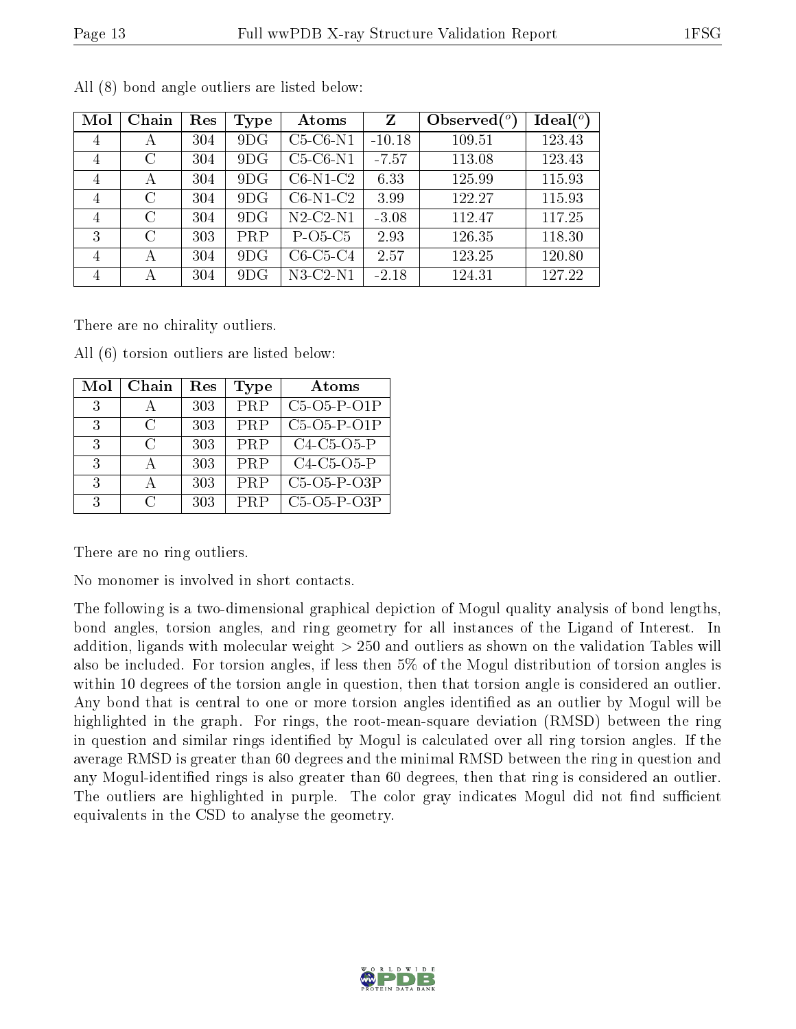All (8) bond angle outliers are listed below:

| Mol | Chain | Res | Type | Atoms | Z | Observed(°) | Ideal(°) |
|---|---|---|---|---|---|---|---|
| 4 | A | 304 | 9DG | C5-C6-N1 | -10.18 | 109.51 | 123.43 |
| 4 | C | 304 | 9DG | C5-C6-N1 | -7.57 | 113.08 | 123.43 |
| 4 | A | 304 | 9DG | C6-N1-C2 | 6.33 | 125.99 | 115.93 |
| 4 | C | 304 | 9DG | C6-N1-C2 | 3.99 | 122.27 | 115.93 |
| 4 | C | 304 | 9DG | N2-C2-N1 | -3.08 | 112.47 | 117.25 |
| 3 | C | 303 | PRP | P-O5-C5 | 2.93 | 126.35 | 118.30 |
| 4 | A | 304 | 9DG | C6-C5-C4 | 2.57 | 123.25 | 120.80 |
| 4 | A | 304 | 9DG | N3-C2-N1 | -2.18 | 124.31 | 127.22 |

There are no chirality outliers.

All (6) torsion outliers are listed below:

| Mol | Chain | Res | Type | Atoms |
|---|---|---|---|---|
| 3 | A | 303 | PRP | C5-O5-P-O1P |
| 3 | C | 303 | PRP | C5-O5-P-O1P |
| 3 | C | 303 | PRP | C4-C5-O5-P |
| 3 | A | 303 | PRP | C4-C5-O5-P |
| 3 | A | 303 | PRP | C5-O5-P-O3P |
| 3 | C | 303 | PRP | C5-O5-P-O3P |

There are no ring outliers.

No monomer is involved in short contacts.

The following is a two-dimensional graphical depiction of Mogul quality analysis of bond lengths, bond angles, torsion angles, and ring geometry for all instances of the Ligand of Interest. In addition, ligands with molecular weight > 250 and outliers as shown on the validation Tables will also be included. For torsion angles, if less then 5% of the Mogul distribution of torsion angles is within 10 degrees of the torsion angle in question, then that torsion angle is considered an outlier. Any bond that is central to one or more torsion angles identified as an outlier by Mogul will be highlighted in the graph. For rings, the root-mean-square deviation (RMSD) between the ring in question and similar rings identified by Mogul is calculated over all ring torsion angles. If the average RMSD is greater than 60 degrees and the minimal RMSD between the ring in question and any Mogul-identified rings is also greater than 60 degrees, then that ring is considered an outlier. The outliers are highlighted in purple. The color gray indicates Mogul did not find sufficient equivalents in the CSD to analyse the geometry.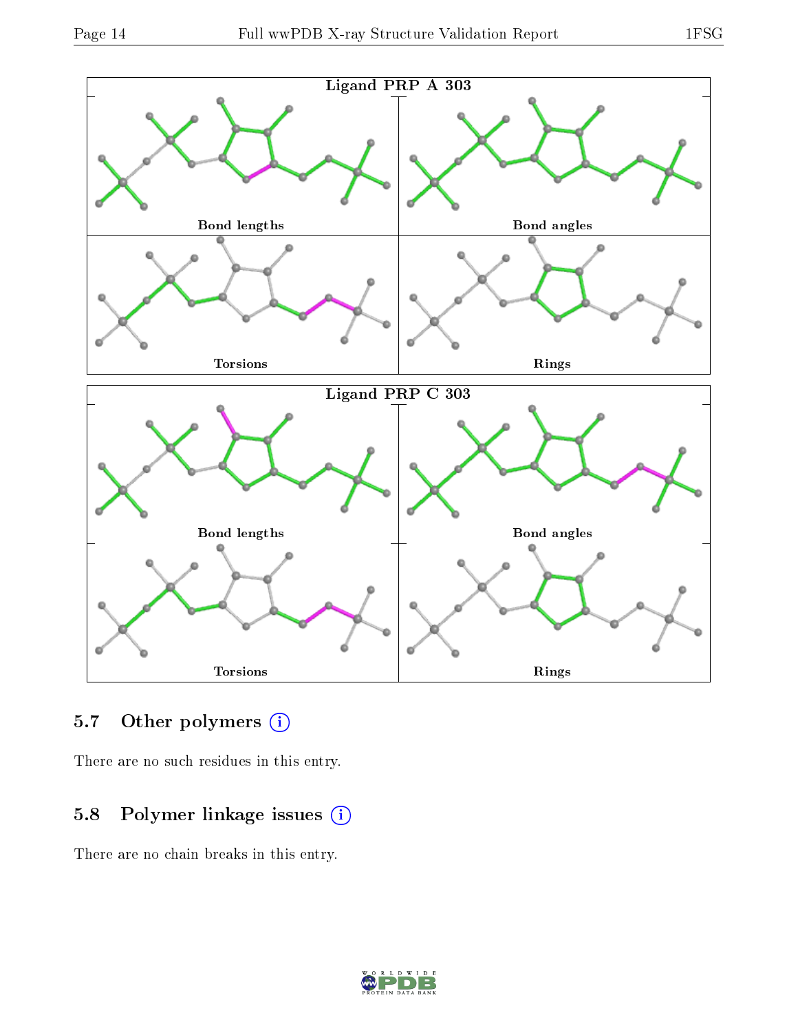Ligand PRP A 303

Bond lengths

Bond angles

Torsions

Rings

Ligand PRP C 303

Bond lengths

Bond angles

Torsions

Rings

### 5.7 Other polymers

There are no such residues in this entry.

### 5.8 Polymer linkage issues

There are no chain breaks in this entry.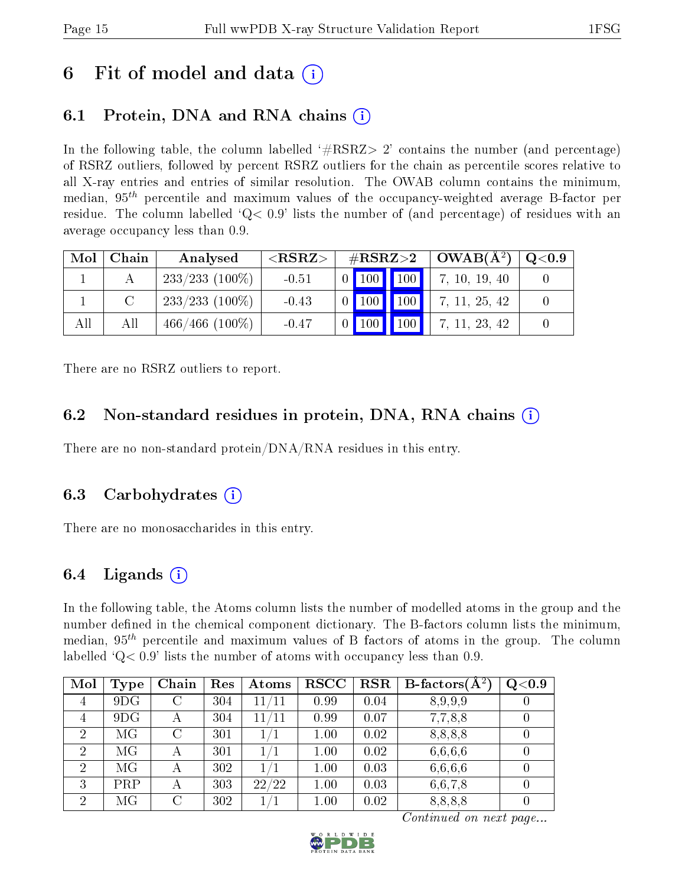# 6 Fit of model and data (i)

## 6.1 Protein, DNA and RNA chains (i)

In the following table, the column labelled '#RSRZ> 2' contains the number (and percentage) of RSRZ outliers, followed by percent RSRZ outliers for the chain as percentile scores relative to all X-ray entries and entries of similar resolution. The OWAB column contains the minimum, median, $95^{th}$ percentile and maximum values of the occupancy-weighted average B-factor per residue. The column labelled 'Q< 0.9' lists the number of (and percentage) of residues with an average occupancy less than 0.9.

| Mol | Chain | Analysed | <RSRZ> | #RSRZ>2 | | | OWAB(Å$^2$) | Q<0.9 |
|---|---|---|---|---|---|---|---|---|
| 1 | A | 233/233 (100%) | -0.51 | 0 | 100 | 100 | 7, 10, 19, 40 | 0 |
| 1 | C | 233/233 (100%) | -0.43 | 0 | 100 | 100 | 7, 11, 25, 42 | 0 |
| All | All | 466/466 (100%) | -0.47 | 0 | 100 | 100 | 7, 11, 23, 42 | 0 |

There are no RSRZ outliers to report.

## 6.2 Non-standard residues in protein, DNA, RNA chains (i)

There are no non-standard protein/DNA/RNA residues in this entry.

## 6.3 Carbohydrates (i)

There are no monosaccharides in this entry.

## 6.4 Ligands (i)

In the following table, the Atoms column lists the number of modelled atoms in the group and the number defined in the chemical component dictionary. The B-factors column lists the minimum, median, $95^{th}$ percentile and maximum values of B factors of atoms in the group. The column labelled 'Q< 0.9' lists the number of atoms with occupancy less than 0.9.

| Mol | Type | Chain | Res | Atoms | RSCC | RSR | B-factors(Å$^2$) | Q<0.9 |
|---|---|---|---|---|---|---|---|---|
| 4 | 9DG | C | 304 | 11/11 | 0.99 | 0.04 | 8,9,9,9 | 0 |
| 4 | 9DG | A | 304 | 11/11 | 0.99 | 0.07 | 7,7,8,8 | 0 |
| 2 | MG | C | 301 | 1/1 | 1.00 | 0.02 | 8,8,8,8 | 0 |
| 2 | MG | A | 301 | 1/1 | 1.00 | 0.02 | 6,6,6,6 | 0 |
| 2 | MG | A | 302 | 1/1 | 1.00 | 0.03 | 6,6,6,6 | 0 |
| 3 | PRP | A | 303 | 22/22 | 1.00 | 0.03 | 6,6,7,8 | 0 |
| 2 | MG | C | 302 | 1/1 | 1.00 | 0.02 | 8,8,8,8 | 0 |

*Continued on next page...*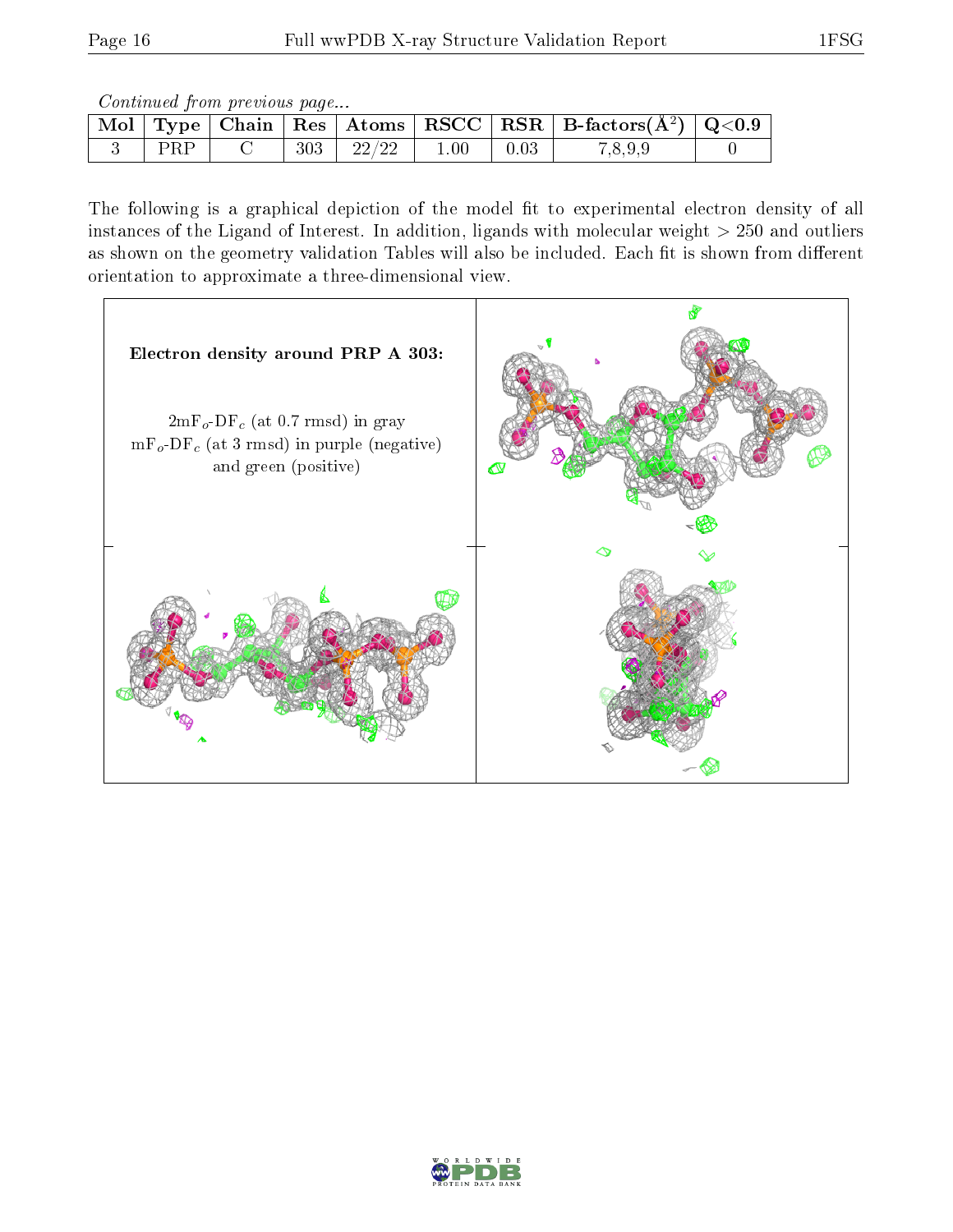*Continued from previous page...*

| Mol | Type | Chain | Res | Atoms | RSCC | RSR | B-factors(Å$^2$) | Q<0.9 |
|---|---|---|---|---|---|---|---|---|
| 3 | PRP | C | 303 | 22/22 | 1.00 | 0.03 | 7,8,9,9 | 0 |

The following is a graphical depiction of the model fit to experimental electron density of all instances of the Ligand of Interest. In addition, ligands with molecular weight > 250 and outliers as shown on the geometry validation Tables will also be included. Each fit is shown from different orientation to approximate a three-dimensional view.

**Electron density around PRP A 303:**

$2mF_o$-$DF_c$ (at 0.7 rmsd) in gray
$mF_o$-$DF_c$ (at 3 rmsd) in purple (negative) and green (positive)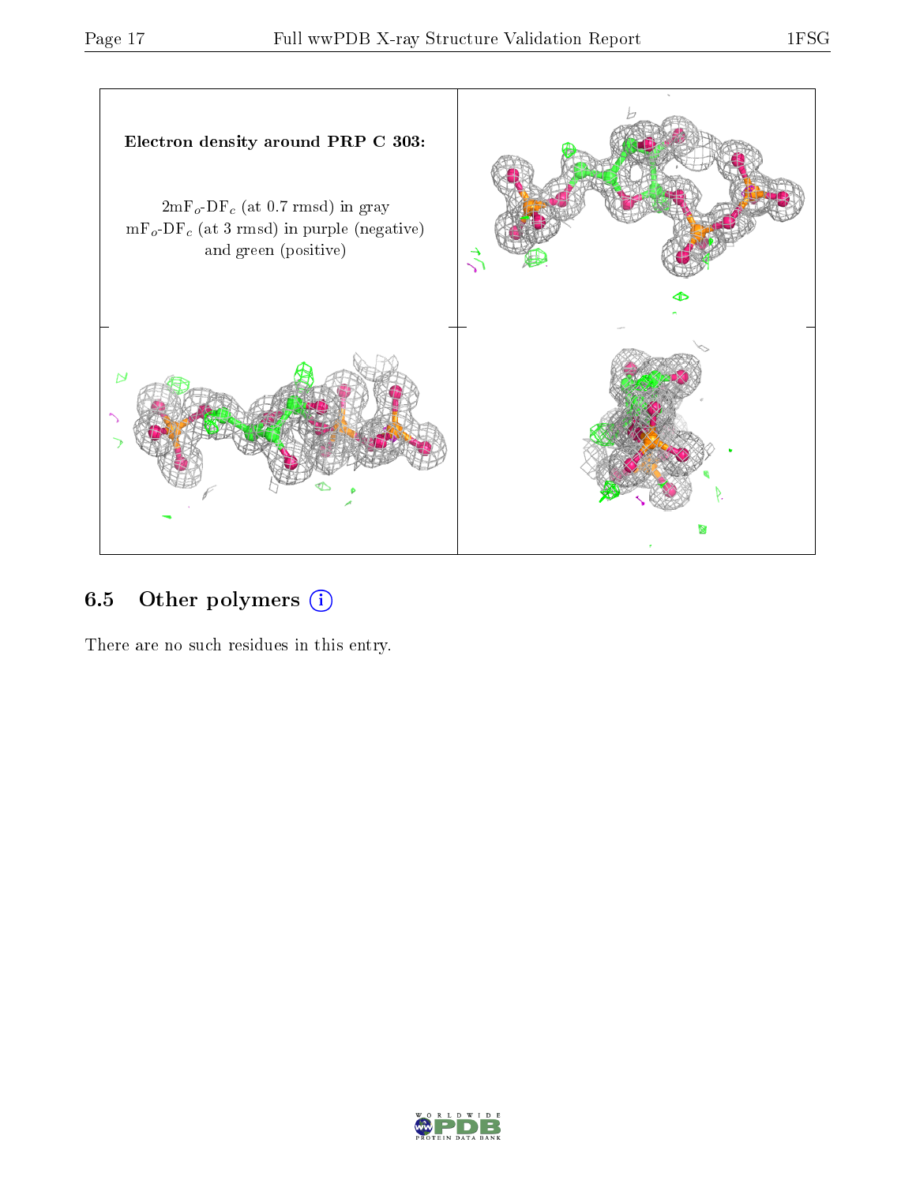**Electron density around PRP C 303:**

$2mF_o$-$DF_c$ (at 0.7 rmsd) in gray
$mF_o$-$DF_c$ (at 3 rmsd) in purple (negative)
and green (positive)

### 6.5 Other polymers

There are no such residues in this entry.